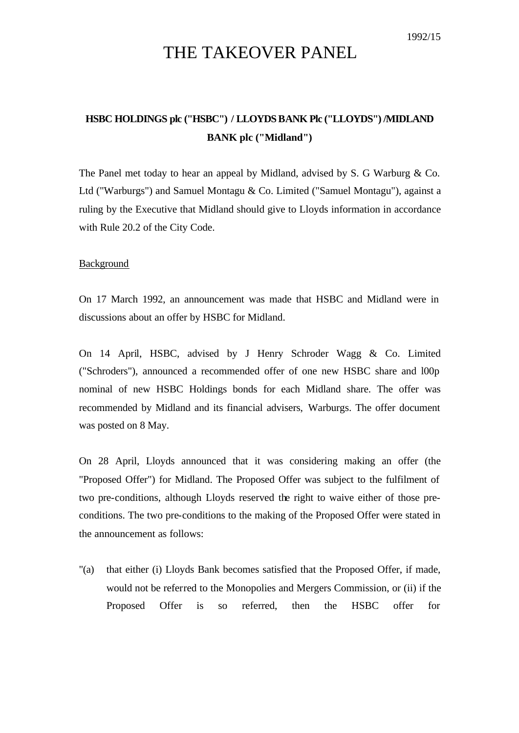1992/15

# THE TAKEOVER PANEL

## HSBC HOLDINGS plc ("HSBC") / LLOYDS BANK Plc ("LLOYDS") /MIDLAND BANK plc ("Midland")

The Panel met today to hear an appeal by Midland, advised by S. G Warburg & Co. Ltd ("Warburgs") and Samuel Montagu & Co. Limited ("Samuel Montagu"), against a ruling by the Executive that Midland should give to Lloyds information in accordance with Rule 20.2 of the City Code.

Background

On 17 March 1992, an announcement was made that HSBC and Midland were in discussions about an offer by HSBC for Midland.

On 14 April, HSBC, advised by J Henry Schroder Wagg & Co. Limited ("Schroders"), announced a recommended offer of one new HSBC share and l00p nominal of new HSBC Holdings bonds for each Midland share. The offer was recommended by Midland and its financial advisers, Warburgs. The offer document was posted on 8 May.

On 28 April, Lloyds announced that it was considering making an offer (the "Proposed Offer") for Midland. The Proposed Offer was subject to the fulfilment of two pre-conditions, although Lloyds reserved the right to waive either of those pre-conditions. The two pre-conditions to the making of the Proposed Offer were stated in the announcement as follows:

"(a) that either (i) Lloyds Bank becomes satisfied that the Proposed Offer, if made, would not be referred to the Monopolies and Mergers Commission, or (ii) if the Proposed Offer is so referred, then the HSBC offer for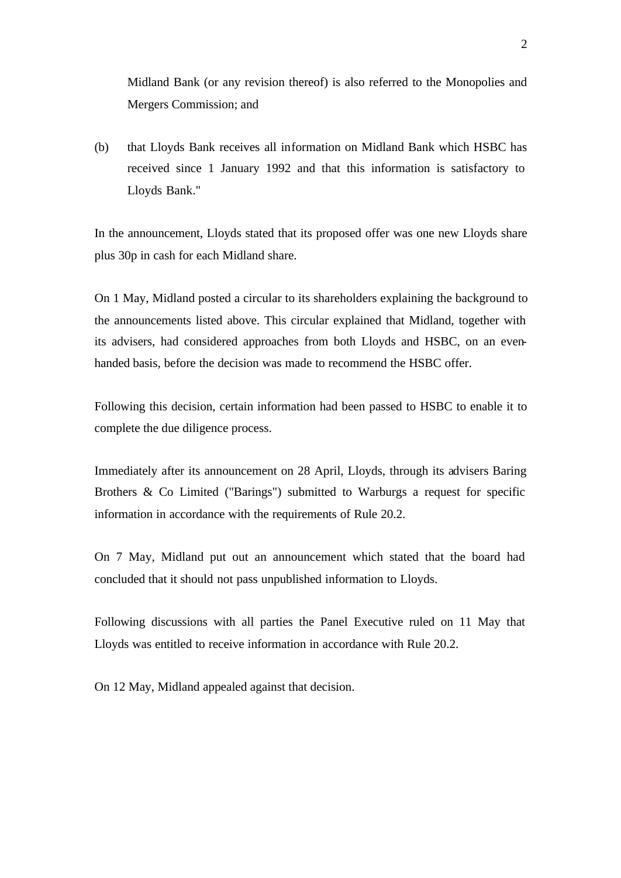Midland Bank (or any revision thereof) is also referred to the Monopolies and Mergers Commission; and

(b) that Lloyds Bank receives all information on Midland Bank which HSBC has received since 1 January 1992 and that this information is satisfactory to Lloyds Bank."

In the announcement, Lloyds stated that its proposed offer was one new Lloyds share plus 30p in cash for each Midland share.

On 1 May, Midland posted a circular to its shareholders explaining the background to the announcements listed above. This circular explained that Midland, together with its advisers, had considered approaches from both Lloyds and HSBC, on an even-handed basis, before the decision was made to recommend the HSBC offer.

Following this decision, certain information had been passed to HSBC to enable it to complete the due diligence process.

Immediately after its announcement on 28 April, Lloyds, through its advisers Baring Brothers & Co Limited ("Barings") submitted to Warburgs a request for specific information in accordance with the requirements of Rule 20.2.

On 7 May, Midland put out an announcement which stated that the board had concluded that it should not pass unpublished information to Lloyds.

Following discussions with all parties the Panel Executive ruled on 11 May that Lloyds was entitled to receive information in accordance with Rule 20.2.

On 12 May, Midland appealed against that decision.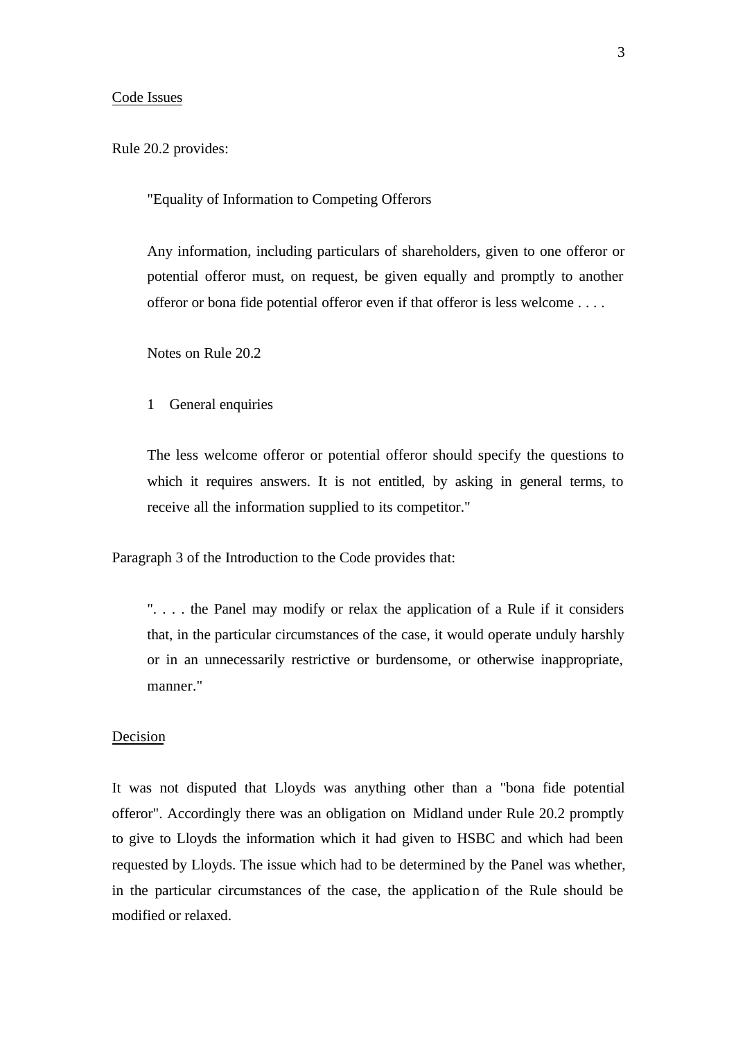Code Issues

Rule 20.2 provides:

> "Equality of Information to Competing Offerors
>
> Any information, including particulars of shareholders, given to one offeror or potential offeror must, on request, be given equally and promptly to another offeror or bona fide potential offeror even if that offeror is less welcome . . . .
>
> Notes on Rule 20.2
>
> 1 General enquiries
>
> The less welcome offeror or potential offeror should specify the questions to which it requires answers. It is not entitled, by asking in general terms, to receive all the information supplied to its competitor."

Paragraph 3 of the Introduction to the Code provides that:

> ". . . . the Panel may modify or relax the application of a Rule if it considers that, in the particular circumstances of the case, it would operate unduly harshly or in an unnecessarily restrictive or burdensome, or otherwise inappropriate, manner."

Decision

It was not disputed that Lloyds was anything other than a "bona fide potential offeror". Accordingly there was an obligation on Midland under Rule 20.2 promptly to give to Lloyds the information which it had given to HSBC and which had been requested by Lloyds. The issue which had to be determined by the Panel was whether, in the particular circumstances of the case, the application of the Rule should be modified or relaxed.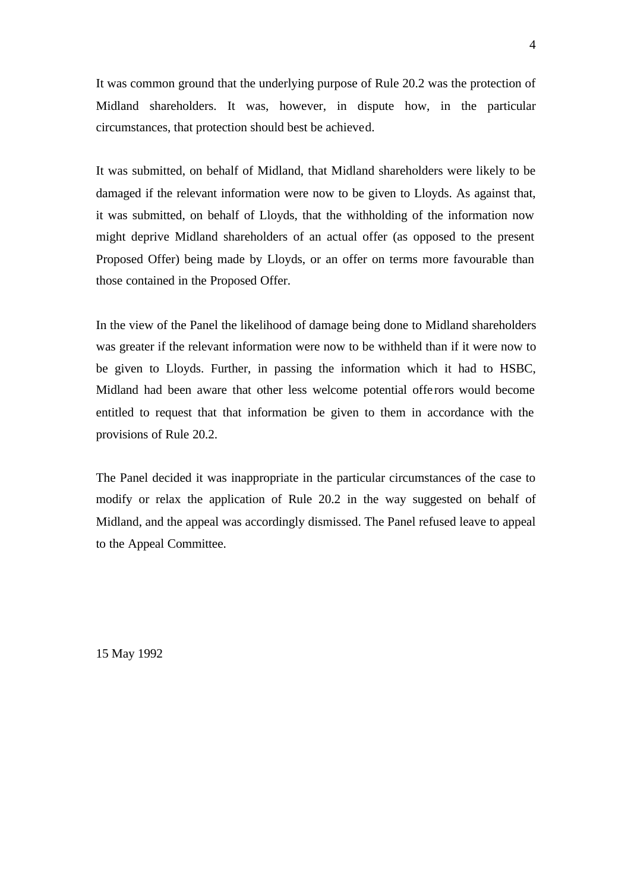It was common ground that the underlying purpose of Rule 20.2 was the protection of Midland shareholders. It was, however, in dispute how, in the particular circumstances, that protection should best be achieved.

It was submitted, on behalf of Midland, that Midland shareholders were likely to be damaged if the relevant information were now to be given to Lloyds. As against that, it was submitted, on behalf of Lloyds, that the withholding of the information now might deprive Midland shareholders of an actual offer (as opposed to the present Proposed Offer) being made by Lloyds, or an offer on terms more favourable than those contained in the Proposed Offer.

In the view of the Panel the likelihood of damage being done to Midland shareholders was greater if the relevant information were now to be withheld than if it were now to be given to Lloyds. Further, in passing the information which it had to HSBC, Midland had been aware that other less welcome potential offerors would become entitled to request that that information be given to them in accordance with the provisions of Rule 20.2.

The Panel decided it was inappropriate in the particular circumstances of the case to modify or relax the application of Rule 20.2 in the way suggested on behalf of Midland, and the appeal was accordingly dismissed. The Panel refused leave to appeal to the Appeal Committee.

15 May 1992